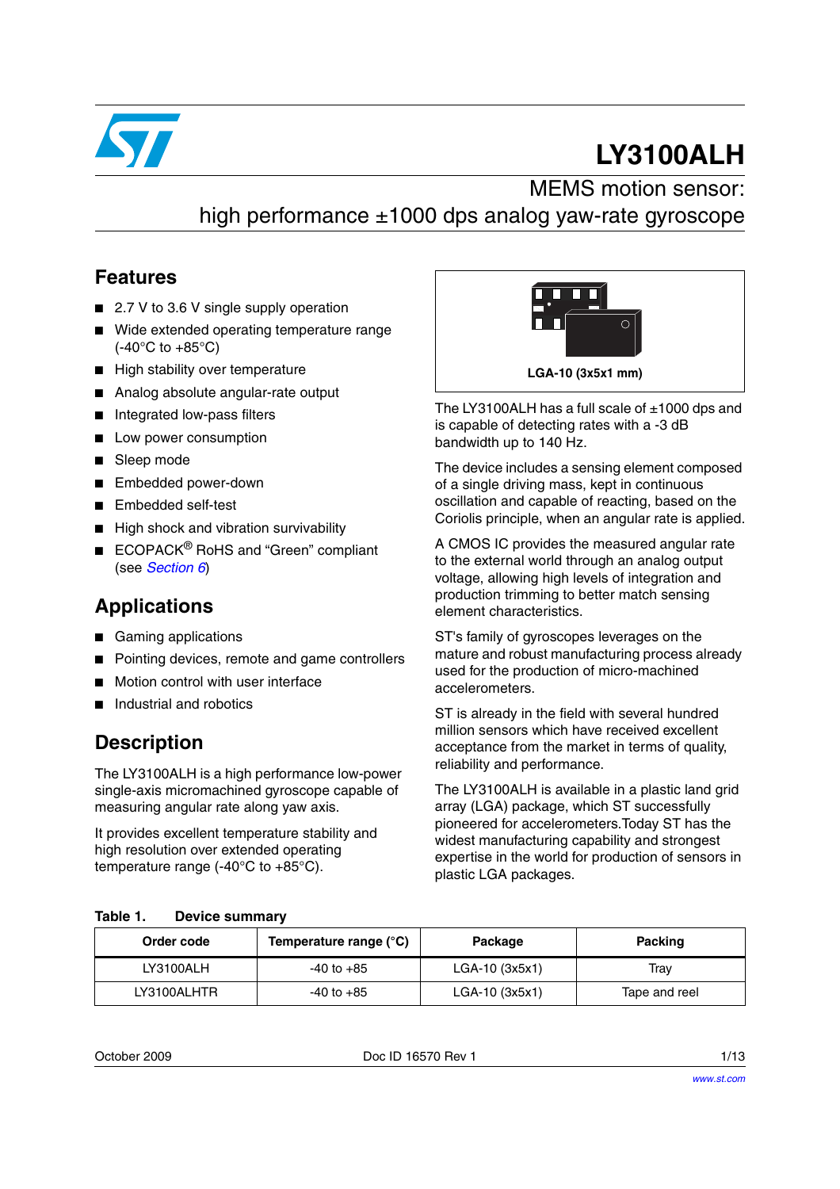# LY3100ALH

## MEMS motion sensor: high performance ±1000 dps analog yaw-rate gyroscope

## Features

- 2.7 V to 3.6 V single supply operation
- Wide extended operating temperature range (-40°C to +85°C)
- High stability over temperature
- Analog absolute angular-rate output
- Integrated low-pass filters
- Low power consumption
- Sleep mode
- Embedded power-down
- Embedded self-test
- High shock and vibration survivability
- ECOPACK® RoHS and “Green” compliant (see *Section 6*)

## Applications

- Gaming applications
- Pointing devices, remote and game controllers
- Motion control with user interface
- Industrial and robotics

## Description

The LY3100ALH is a high performance low-power single-axis micromachined gyroscope capable of measuring angular rate along yaw axis.

It provides excellent temperature stability and high resolution over extended operating temperature range (-40°C to +85°C).

**LGA-10 (3x5x1 mm)**

The LY3100ALH has a full scale of ±1000 dps and is capable of detecting rates with a -3 dB bandwidth up to 140 Hz.

The device includes a sensing element composed of a single driving mass, kept in continuous oscillation and capable of reacting, based on the Coriolis principle, when an angular rate is applied.

A CMOS IC provides the measured angular rate to the external world through an analog output voltage, allowing high levels of integration and production trimming to better match sensing element characteristics.

ST's family of gyroscopes leverages on the mature and robust manufacturing process already used for the production of micro-machined accelerometers.

ST is already in the field with several hundred million sensors which have received excellent acceptance from the market in terms of quality, reliability and performance.

The LY3100ALH is available in a plastic land grid array (LGA) package, which ST successfully pioneered for accelerometers.Today ST has the widest manufacturing capability and strongest expertise in the world for production of sensors in plastic LGA packages.

**Table 1. Device summary**

| Order code | Temperature range (°C) | Package | Packing |
|---|---|---|---|
| LY3100ALH | -40 to +85 | LGA-10 (3x5x1) | Tray |
| LY3100ALHTR | -40 to +85 | LGA-10 (3x5x1) | Tape and reel |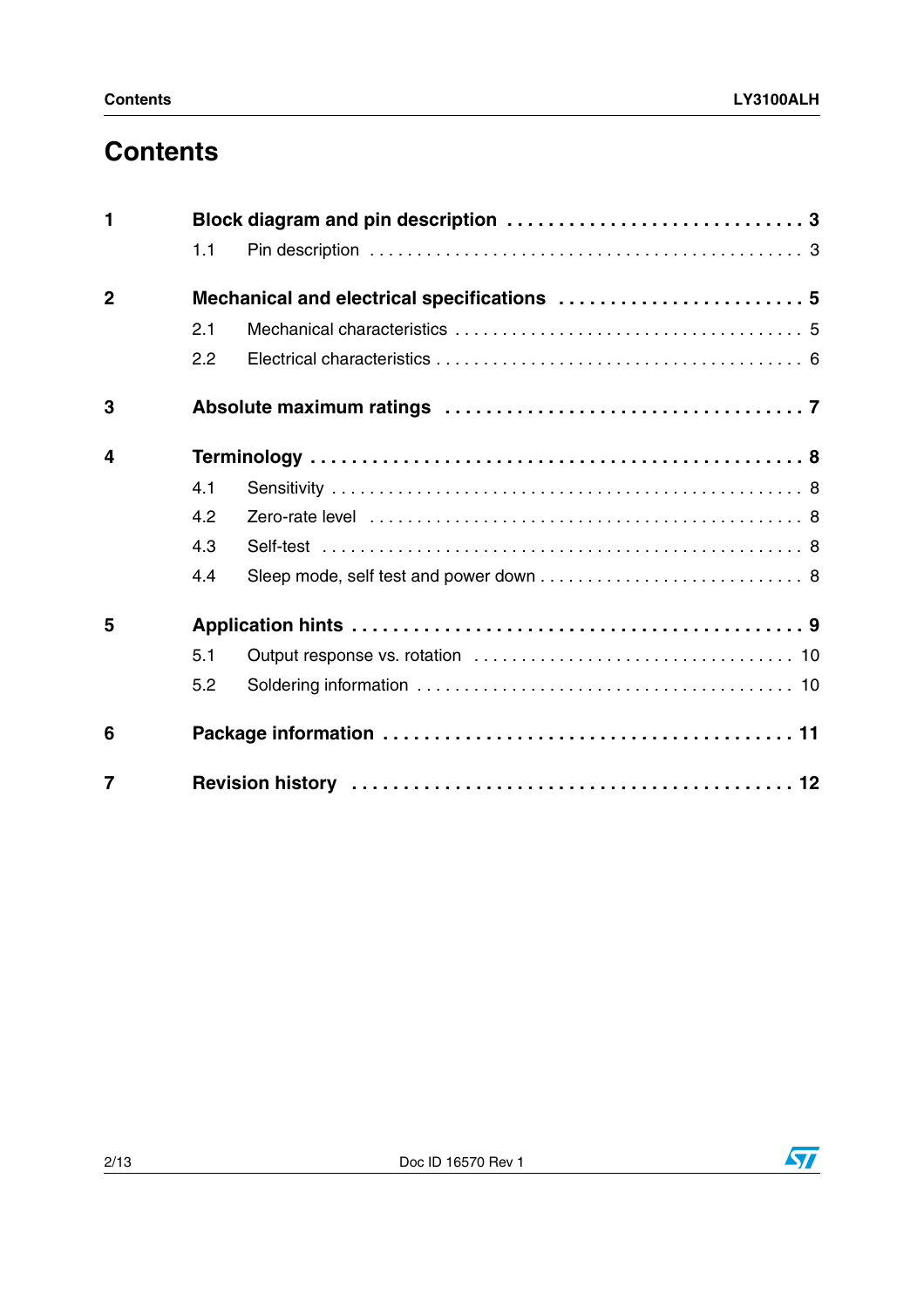# Contents

**1 Block diagram and pin description . . . . . . . . . . . . . . . . . . . . . . . . . . . . . 3**

1.1 Pin description . . . . . . . . . . . . . . . . . . . . . . . . . . . . . . . . . . . . . . . . . . . 3

**2 Mechanical and electrical specifications . . . . . . . . . . . . . . . . . . . . . . . . 5**

2.1 Mechanical characteristics . . . . . . . . . . . . . . . . . . . . . . . . . . . . . . . . . . . 5

2.2 Electrical characteristics . . . . . . . . . . . . . . . . . . . . . . . . . . . . . . . . . . . . 6

**3 Absolute maximum ratings . . . . . . . . . . . . . . . . . . . . . . . . . . . . . . . . . 7**

**4 Terminology . . . . . . . . . . . . . . . . . . . . . . . . . . . . . . . . . . . . . . . . . . . . 8**

4.1 Sensitivity . . . . . . . . . . . . . . . . . . . . . . . . . . . . . . . . . . . . . . . . . . . . . . 8

4.2 Zero-rate level . . . . . . . . . . . . . . . . . . . . . . . . . . . . . . . . . . . . . . . . . . . 8

4.3 Self-test . . . . . . . . . . . . . . . . . . . . . . . . . . . . . . . . . . . . . . . . . . . . . . . . 8

4.4 Sleep mode, self test and power down . . . . . . . . . . . . . . . . . . . . . . . . . . . 8

**5 Application hints . . . . . . . . . . . . . . . . . . . . . . . . . . . . . . . . . . . . . . . . . 9**

5.1 Output response vs. rotation . . . . . . . . . . . . . . . . . . . . . . . . . . . . . . . . 10

5.2 Soldering information . . . . . . . . . . . . . . . . . . . . . . . . . . . . . . . . . . . . . 10

**6 Package information . . . . . . . . . . . . . . . . . . . . . . . . . . . . . . . . . . . . . 11**

**7 Revision history . . . . . . . . . . . . . . . . . . . . . . . . . . . . . . . . . . . . . . . . 12**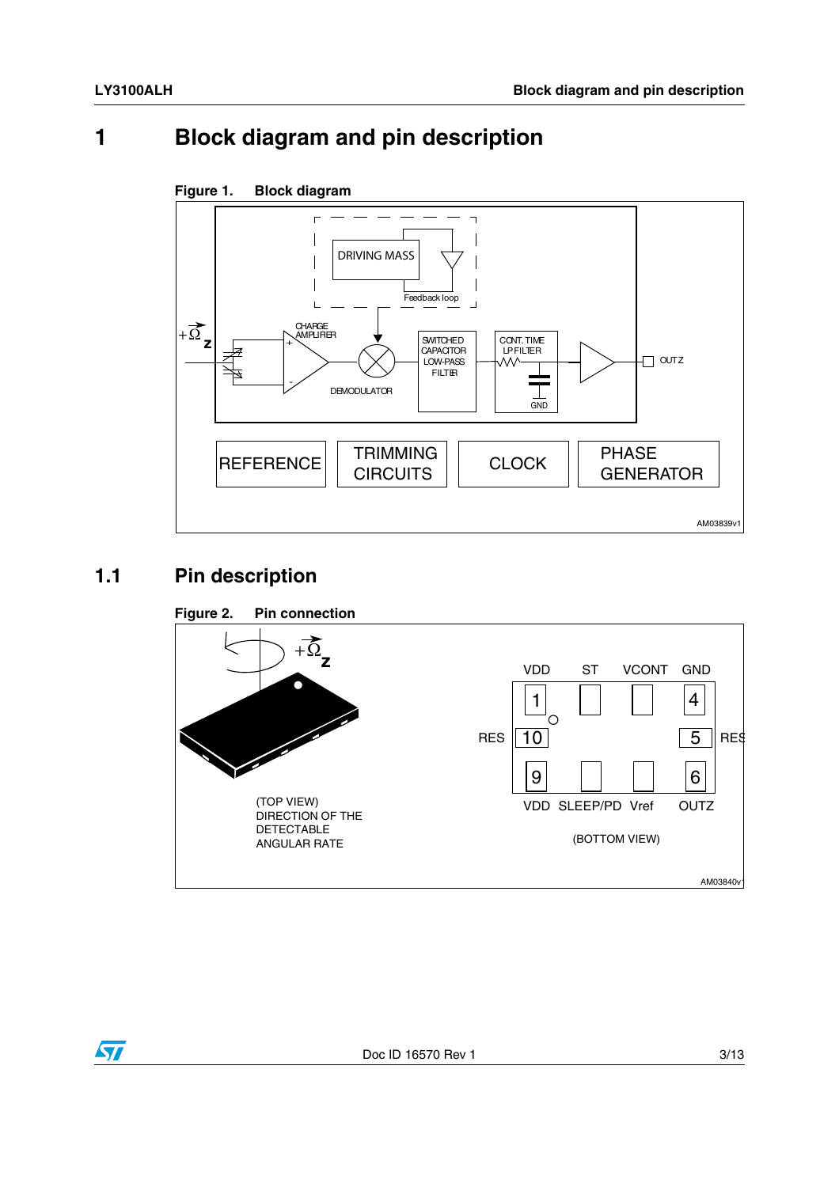# 1 Block diagram and pin description

**Figure 1. Block diagram**

DRIVING MASS

Feedback loop

$+\vec{\Omega}_z$

CHARGE AMPLIFIER

DEMODULATOR

SWITCHED CAPACITOR LOW-PASS FILTER

CONT. TIME LP FILTER

GND

OUTZ

REFERENCE

TRIMMING CIRCUITS

CLOCK

PHASE GENERATOR

AM03839v1

## 1.1 Pin description

**Figure 2. Pin connection**

$+\vec{\Omega}_z$

(TOP VIEW) DIRECTION OF THE DETECTABLE ANGULAR RATE

VDD ST VCONT GND

1 4

RES 10 5 RES

9 6

VDD SLEEP/PD Vref OUTZ

(BOTTOM VIEW)

AM03840v1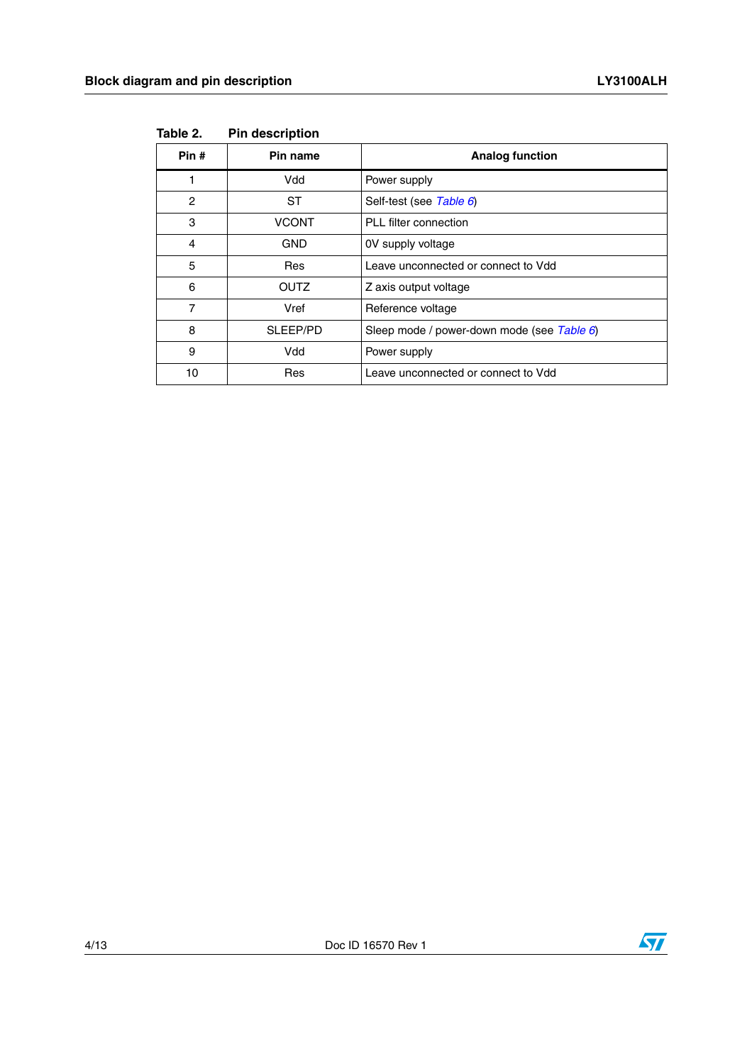**Table 2. Pin description**

| Pin # | Pin name | Analog function |
|---|---|---|
| 1 | Vdd | Power supply |
| 2 | ST | Self-test (see *Table 6*) |
| 3 | VCONT | PLL filter connection |
| 4 | GND | 0V supply voltage |
| 5 | Res | Leave unconnected or connect to Vdd |
| 6 | OUTZ | Z axis output voltage |
| 7 | Vref | Reference voltage |
| 8 | SLEEP/PD | Sleep mode / power-down mode (see *Table 6*) |
| 9 | Vdd | Power supply |
| 10 | Res | Leave unconnected or connect to Vdd |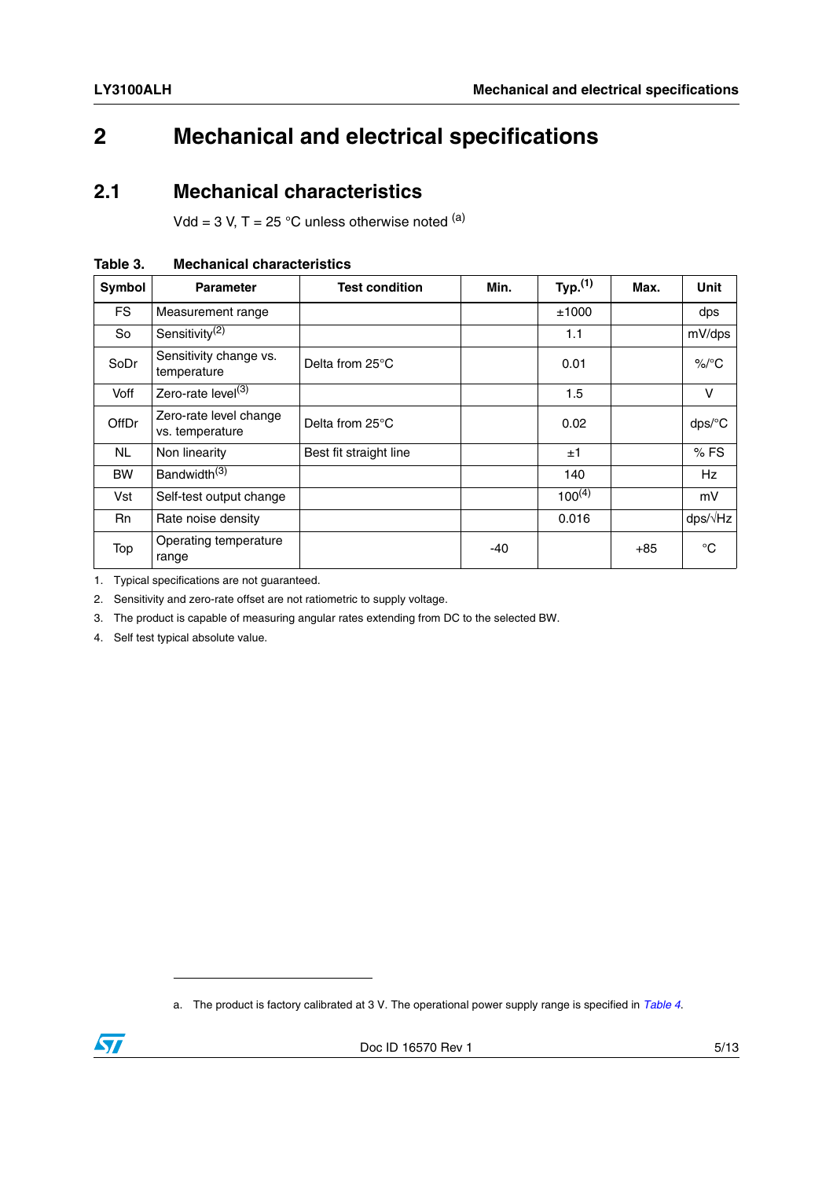# 2 Mechanical and electrical specifications

## 2.1 Mechanical characteristics

Vdd = 3 V, T = 25 °C unless otherwise noted [(a)]

**Table 3. Mechanical characteristics**

| Symbol | Parameter | Test condition | Min. | Typ.[(1)] | Max. | Unit |
|---|---|---|---|---|---|---|
| FS | Measurement range | | | ±1000 | | dps |
| So | Sensitivity[(2)] | | | 1.1 | | mV/dps |
| SoDr | Sensitivity change vs. temperature | Delta from 25°C | | 0.01 | | %/°C |
| Voff | Zero-rate level[(3)] | | | 1.5 | | V |
| OffDr | Zero-rate level change vs. temperature | Delta from 25°C | | 0.02 | | dps/°C |
| NL | Non linearity | Best fit straight line | | ±1 | | % FS |
| BW | Bandwidth[(3)] | | | 140 | | Hz |
| Vst | Self-test output change | | | 100[(4)] | | mV |
| Rn | Rate noise density | | | 0.016 | | dps/√Hz |
| Top | Operating temperature range | | -40 | | +85 | °C |

1. Typical specifications are not guaranteed.
2. Sensitivity and zero-rate offset are not ratiometric to supply voltage.
3. The product is capable of measuring angular rates extending from DC to the selected BW.
4. Self test typical absolute value.

a. The product is factory calibrated at 3 V. The operational power supply range is specified in *Table 4*.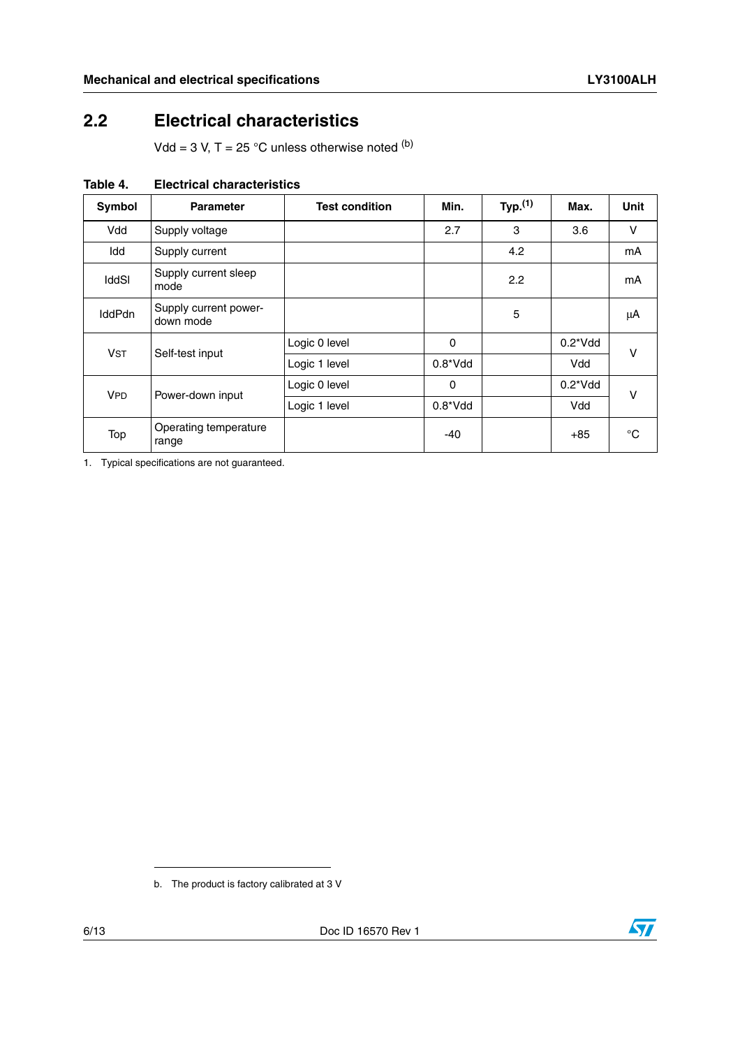## 2.2 Electrical characteristics

Vdd = 3 V, T = 25 °C unless otherwise noted [(b)]

**Table 4. Electrical characteristics**

| Symbol | Parameter | Test condition | Min. | Typ.[(1)] | Max. | Unit |
|---|---|---|---|---|---|---|
| Vdd | Supply voltage | | 2.7 | 3 | 3.6 | V |
| Idd | Supply current | | | 4.2 | | mA |
| IddSl | Supply current sleep mode | | | 2.2 | | mA |
| IddPdn | Supply current power-down mode | | | 5 | | µA |
| $V_{ST}$ | Self-test input | Logic 0 level | 0 | | 0.2*Vdd | V |
| | | Logic 1 level | 0.8*Vdd | | Vdd | |
| $V_{PD}$ | Power-down input | Logic 0 level | 0 | | 0.2*Vdd | V |
| | | Logic 1 level | 0.8*Vdd | | Vdd | |
| Top | Operating temperature range | | -40 | | +85 | °C |

1. Typical specifications are not guaranteed.

b. The product is factory calibrated at 3 V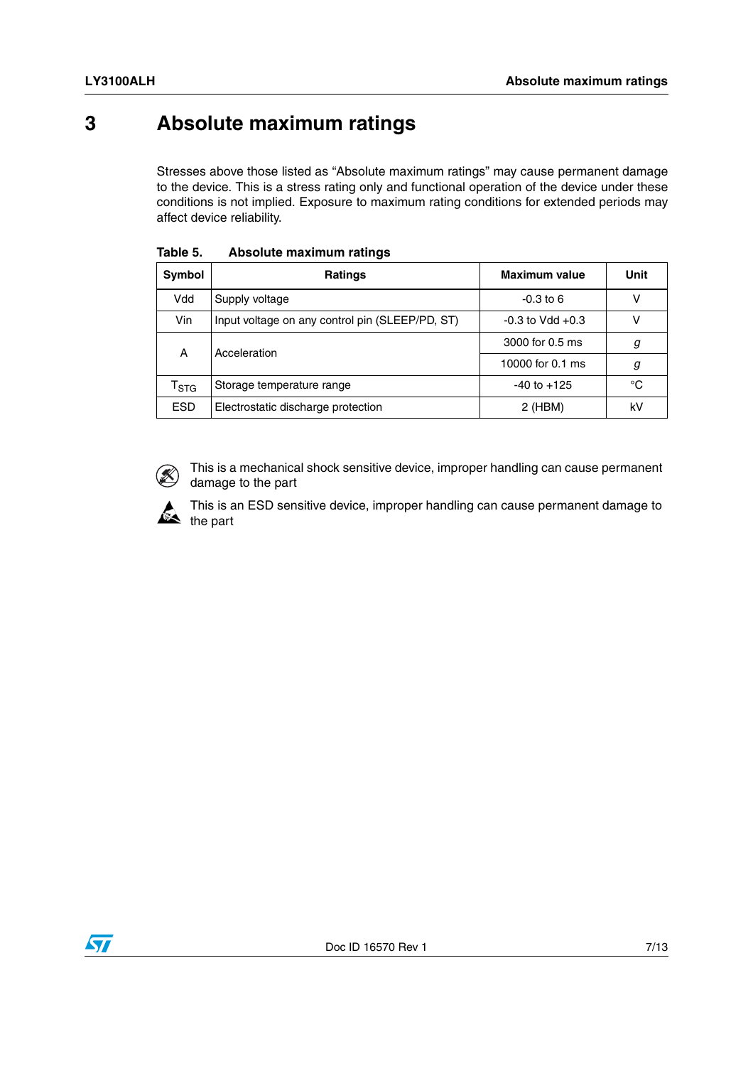# 3 Absolute maximum ratings

Stresses above those listed as "Absolute maximum ratings" may cause permanent damage to the device. This is a stress rating only and functional operation of the device under these conditions is not implied. Exposure to maximum rating conditions for extended periods may affect device reliability.

**Table 5. Absolute maximum ratings**

| Symbol | Ratings | Maximum value | Unit |
|---|---|---|---|
| Vdd | Supply voltage | -0.3 to 6 | V |
| Vin | Input voltage on any control pin (SLEEP/PD, ST) | -0.3 to Vdd +0.3 | V |
| A | Acceleration | 3000 for 0.5 ms | *g* |
| | | 10000 for 0.1 ms | *g* |
| $T_{STG}$ | Storage temperature range | -40 to +125 | °C |
| ESD | Electrostatic discharge protection | 2 (HBM) | kV |

This is a mechanical shock sensitive device, improper handling can cause permanent damage to the part

This is an ESD sensitive device, improper handling can cause permanent damage to the part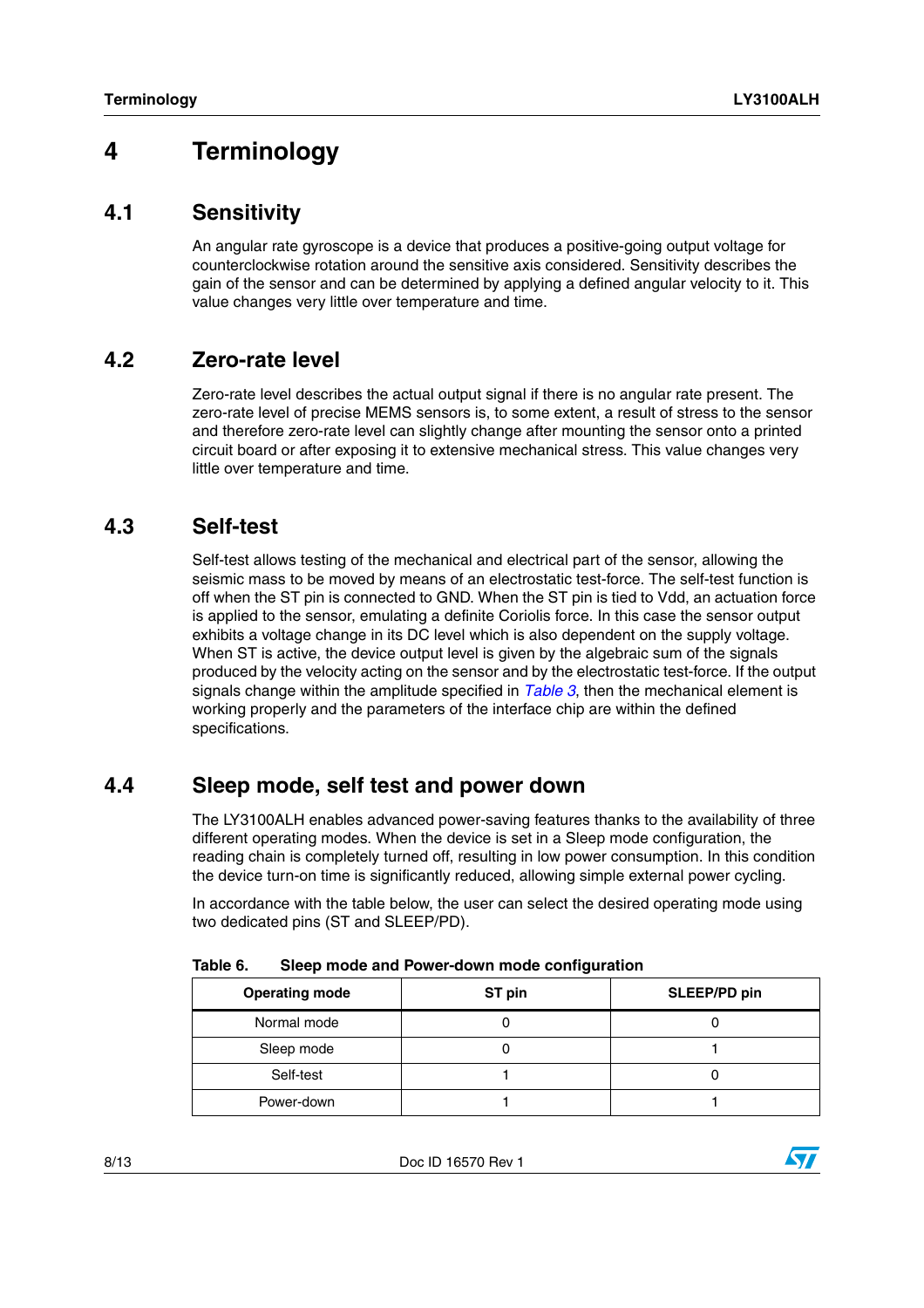# 4 Terminology

## 4.1 Sensitivity

An angular rate gyroscope is a device that produces a positive-going output voltage for counterclockwise rotation around the sensitive axis considered. Sensitivity describes the gain of the sensor and can be determined by applying a defined angular velocity to it. This value changes very little over temperature and time.

## 4.2 Zero-rate level

Zero-rate level describes the actual output signal if there is no angular rate present. The zero-rate level of precise MEMS sensors is, to some extent, a result of stress to the sensor and therefore zero-rate level can slightly change after mounting the sensor onto a printed circuit board or after exposing it to extensive mechanical stress. This value changes very little over temperature and time.

## 4.3 Self-test

Self-test allows testing of the mechanical and electrical part of the sensor, allowing the seismic mass to be moved by means of an electrostatic test-force. The self-test function is off when the ST pin is connected to GND. When the ST pin is tied to Vdd, an actuation force is applied to the sensor, emulating a definite Coriolis force. In this case the sensor output exhibits a voltage change in its DC level which is also dependent on the supply voltage. When ST is active, the device output level is given by the algebraic sum of the signals produced by the velocity acting on the sensor and by the electrostatic test-force. If the output signals change within the amplitude specified in *Table 3*, then the mechanical element is working properly and the parameters of the interface chip are within the defined specifications.

## 4.4 Sleep mode, self test and power down

The LY3100ALH enables advanced power-saving features thanks to the availability of three different operating modes. When the device is set in a Sleep mode configuration, the reading chain is completely turned off, resulting in low power consumption. In this condition the device turn-on time is significantly reduced, allowing simple external power cycling.

In accordance with the table below, the user can select the desired operating mode using two dedicated pins (ST and SLEEP/PD).

**Table 6. Sleep mode and Power-down mode configuration**

| Operating mode | ST pin | SLEEP/PD pin |
|---|---|---|
| Normal mode | 0 | 0 |
| Sleep mode | 0 | 1 |
| Self-test | 1 | 0 |
| Power-down | 1 | 1 |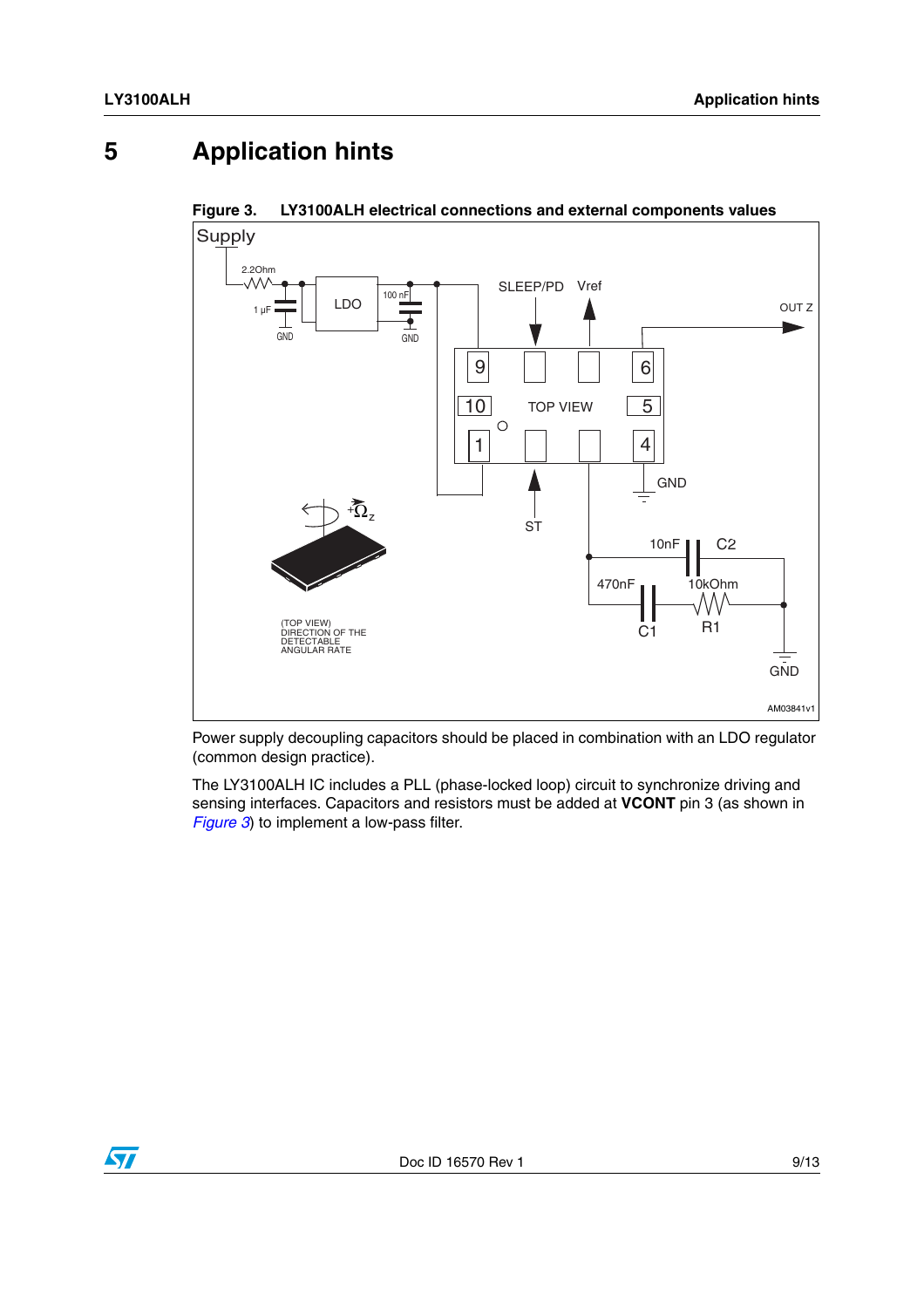# 5 Application hints

**Figure 3. LY3100ALH electrical connections and external components values**

Power supply decoupling capacitors should be placed in combination with an LDO regulator (common design practice).

The LY3100ALH IC includes a PLL (phase-locked loop) circuit to synchronize driving and sensing interfaces. Capacitors and resistors must be added at **VCONT** pin 3 (as shown in *Figure 3*) to implement a low-pass filter.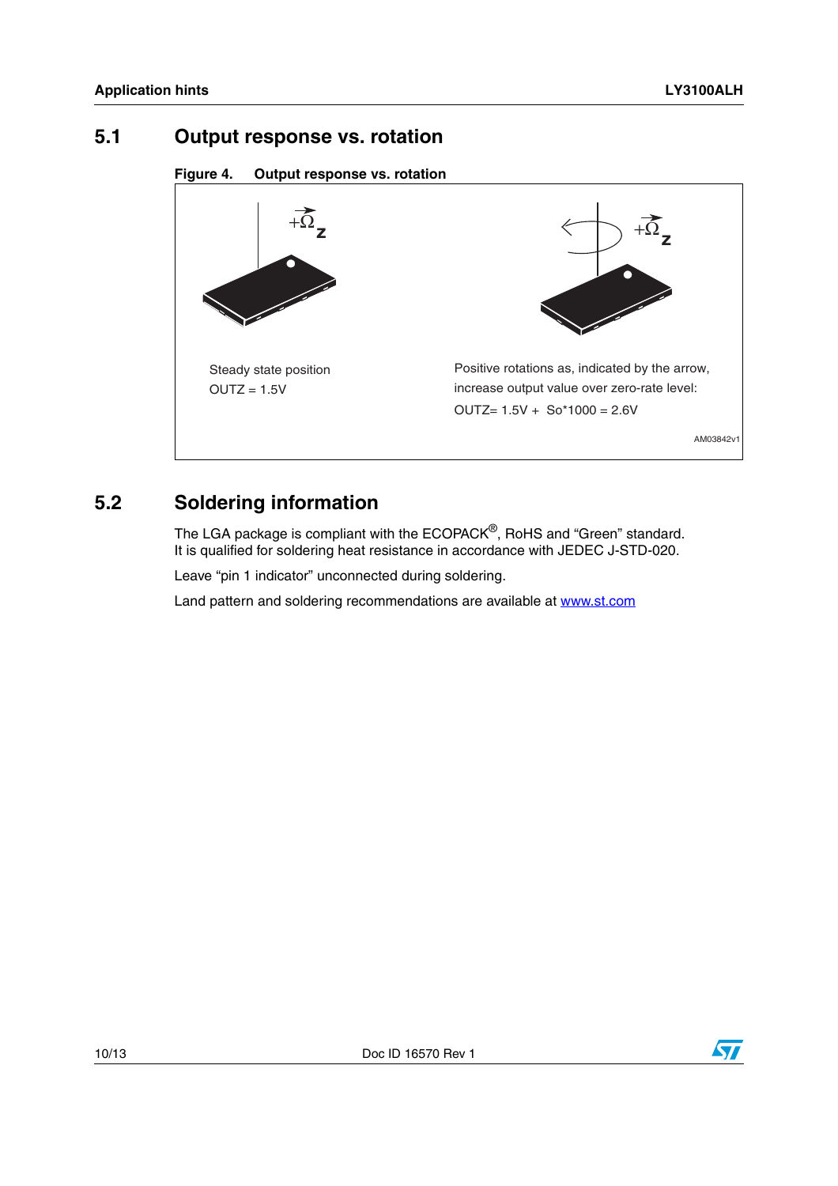## 5.1 Output response vs. rotation

**Figure 4. Output response vs. rotation**

$+\vec{\Omega}_z$

Steady state position
OUTZ = 1.5V

$+\vec{\Omega}_z$

Positive rotations as, indicated by the arrow, increase output value over zero-rate level:
OUTZ= 1.5V + So*1000 = 2.6V

AM03842v1

## 5.2 Soldering information

The LGA package is compliant with the ECOPACK®, RoHS and “Green” standard. It is qualified for soldering heat resistance in accordance with JEDEC J-STD-020.

Leave “pin 1 indicator” unconnected during soldering.

Land pattern and soldering recommendations are available at www.st.com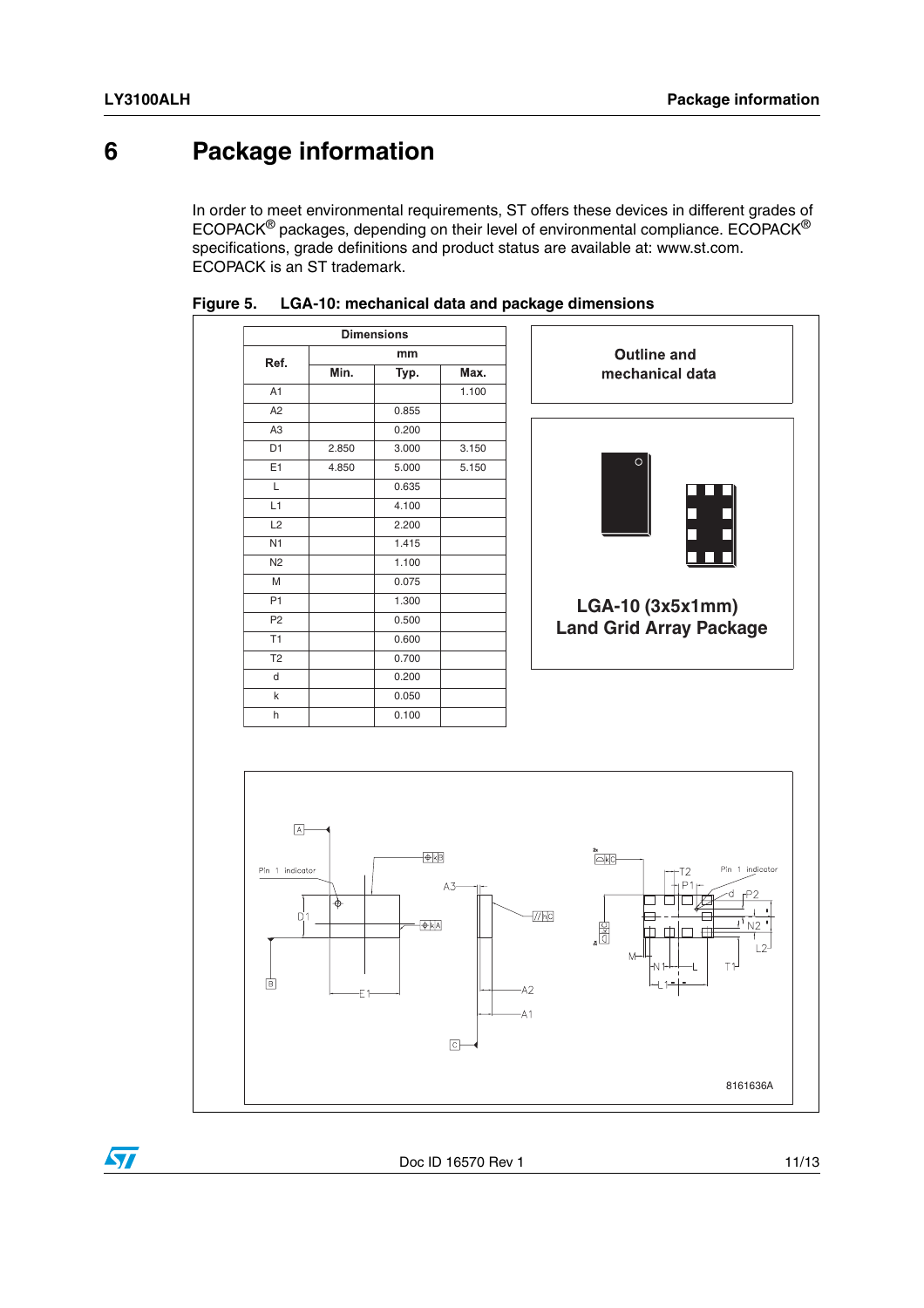# 6 Package information

In order to meet environmental requirements, ST offers these devices in different grades of ECOPACK® packages, depending on their level of environmental compliance. ECOPACK® specifications, grade definitions and product status are available at: www.st.com. ECOPACK is an ST trademark.

**Figure 5. LGA-10: mechanical data and package dimensions**

| Ref. | Dimensions (mm) | | |
|---|---|---|---|
| | Min. | Typ. | Max. |
| A1 | | | 1.100 |
| A2 | | 0.855 | |
| A3 | | 0.200 | |
| D1 | 2.850 | 3.000 | 3.150 |
| E1 | 4.850 | 5.000 | 5.150 |
| L | | 0.635 | |
| L1 | | 4.100 | |
| L2 | | 2.200 | |
| N1 | | 1.415 | |
| N2 | | 1.100 | |
| M | | 0.075 | |
| P1 | | 1.300 | |
| P2 | | 0.500 | |
| T1 | | 0.600 | |
| T2 | | 0.700 | |
| d | | 0.200 | |
| k | | 0.050 | |
| h | | 0.100 | |

Outline and mechanical data

LGA-10 (3x5x1mm)
Land Grid Array Package

8161636A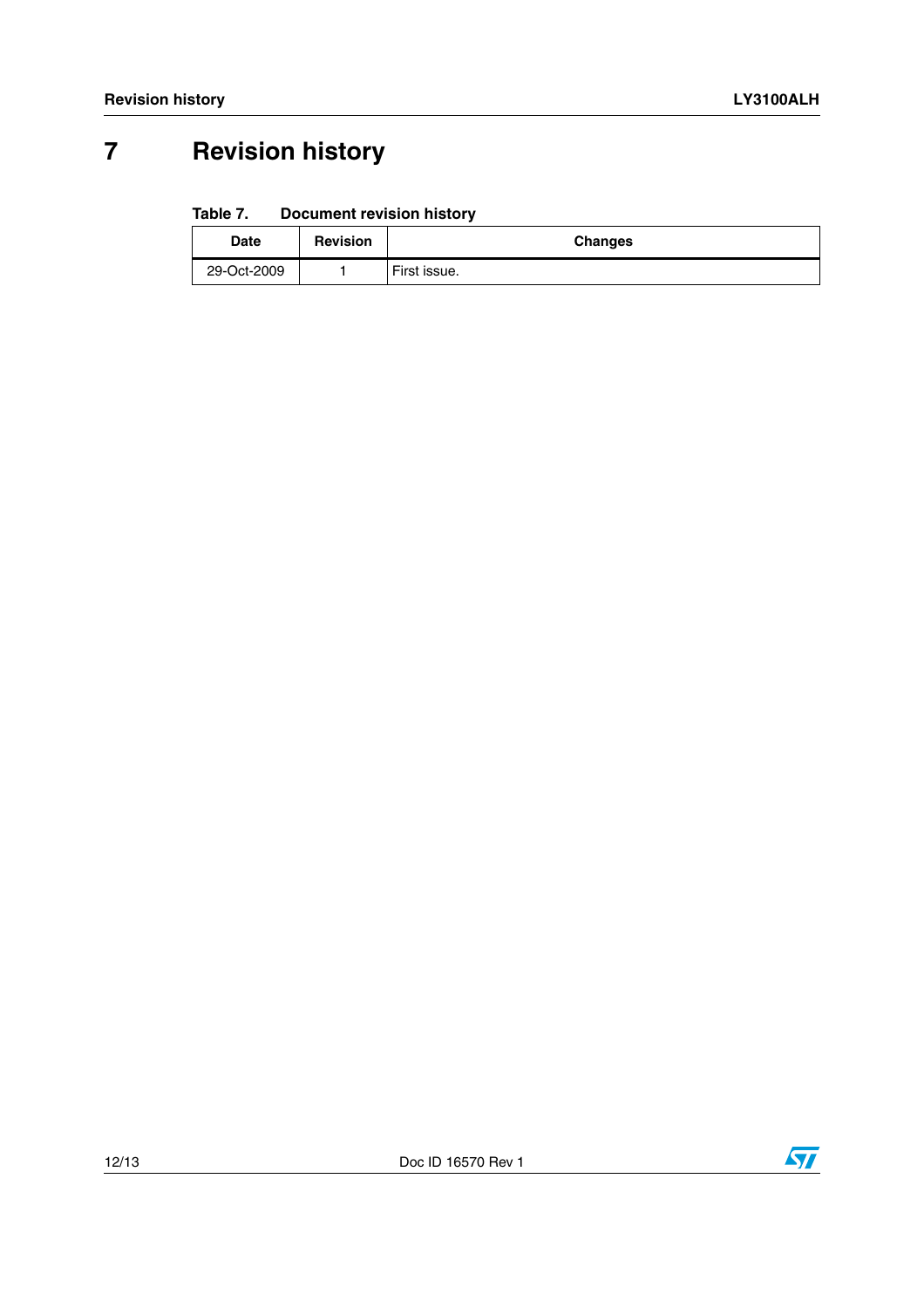# 7 Revision history

**Table 7. Document revision history**

| Date | Revision | Changes |
| --- | --- | --- |
| 29-Oct-2009 | 1 | First issue. |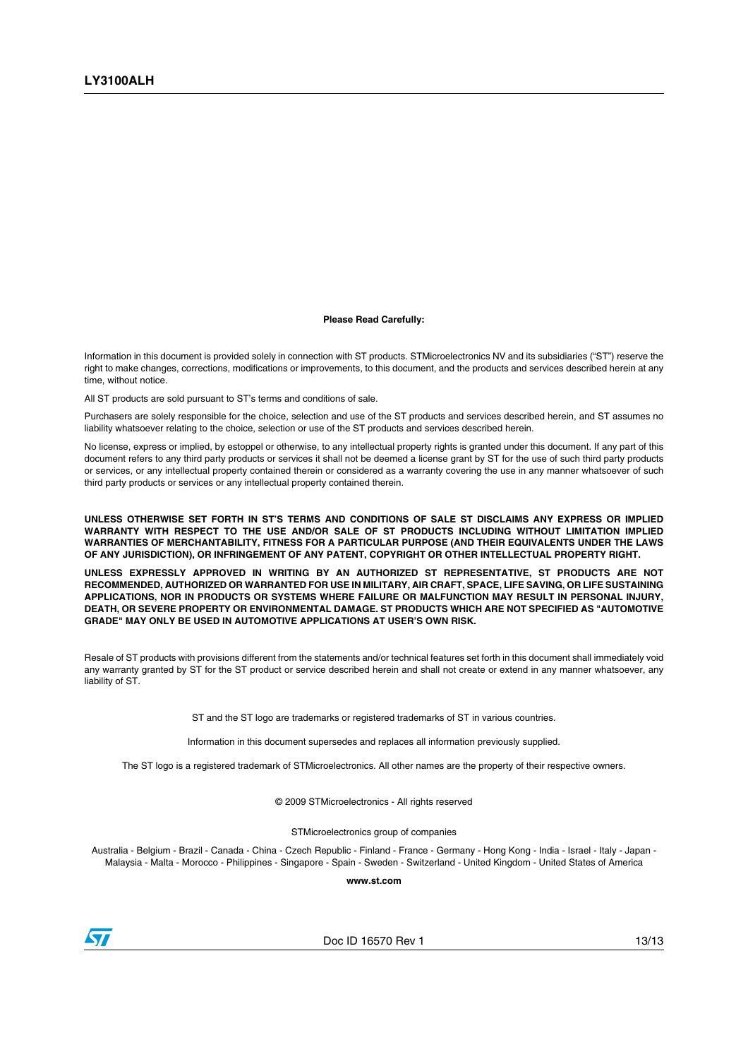**Please Read Carefully:**

Information in this document is provided solely in connection with ST products. STMicroelectronics NV and its subsidiaries ("ST") reserve the right to make changes, corrections, modifications or improvements, to this document, and the products and services described herein at any time, without notice.

All ST products are sold pursuant to ST's terms and conditions of sale.

Purchasers are solely responsible for the choice, selection and use of the ST products and services described herein, and ST assumes no liability whatsoever relating to the choice, selection or use of the ST products and services described herein.

No license, express or implied, by estoppel or otherwise, to any intellectual property rights is granted under this document. If any part of this document refers to any third party products or services it shall not be deemed a license grant by ST for the use of such third party products or services, or any intellectual property contained therein or considered as a warranty covering the use in any manner whatsoever of such third party products or services or any intellectual property contained therein.

**UNLESS OTHERWISE SET FORTH IN ST'S TERMS AND CONDITIONS OF SALE ST DISCLAIMS ANY EXPRESS OR IMPLIED WARRANTY WITH RESPECT TO THE USE AND/OR SALE OF ST PRODUCTS INCLUDING WITHOUT LIMITATION IMPLIED WARRANTIES OF MERCHANTABILITY, FITNESS FOR A PARTICULAR PURPOSE (AND THEIR EQUIVALENTS UNDER THE LAWS OF ANY JURISDICTION), OR INFRINGEMENT OF ANY PATENT, COPYRIGHT OR OTHER INTELLECTUAL PROPERTY RIGHT.**

**UNLESS EXPRESSLY APPROVED IN WRITING BY AN AUTHORIZED ST REPRESENTATIVE, ST PRODUCTS ARE NOT RECOMMENDED, AUTHORIZED OR WARRANTED FOR USE IN MILITARY, AIR CRAFT, SPACE, LIFE SAVING, OR LIFE SUSTAINING APPLICATIONS, NOR IN PRODUCTS OR SYSTEMS WHERE FAILURE OR MALFUNCTION MAY RESULT IN PERSONAL INJURY, DEATH, OR SEVERE PROPERTY OR ENVIRONMENTAL DAMAGE. ST PRODUCTS WHICH ARE NOT SPECIFIED AS "AUTOMOTIVE GRADE" MAY ONLY BE USED IN AUTOMOTIVE APPLICATIONS AT USER'S OWN RISK.**

Resale of ST products with provisions different from the statements and/or technical features set forth in this document shall immediately void any warranty granted by ST for the ST product or service described herein and shall not create or extend in any manner whatsoever, any liability of ST.

ST and the ST logo are trademarks or registered trademarks of ST in various countries.

Information in this document supersedes and replaces all information previously supplied.

The ST logo is a registered trademark of STMicroelectronics. All other names are the property of their respective owners.

© 2009 STMicroelectronics - All rights reserved

STMicroelectronics group of companies

Australia - Belgium - Brazil - Canada - China - Czech Republic - Finland - France - Germany - Hong Kong - India - Israel - Italy - Japan - Malaysia - Malta - Morocco - Philippines - Singapore - Spain - Sweden - Switzerland - United Kingdom - United States of America

**www.st.com**